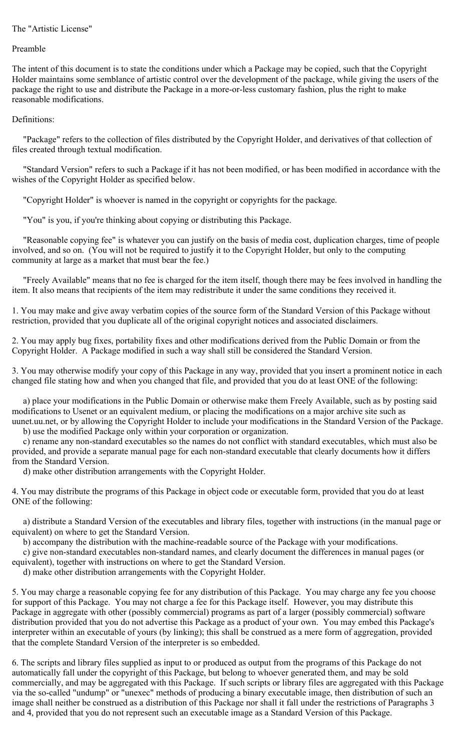The "Artistic License"

Preamble

The intent of this document is to state the conditions under which a Package may be copied, such that the Copyright Holder maintains some semblance of artistic control over the development of the package, while giving the users of the package the right to use and distribute the Package in a more-or-less customary fashion, plus the right to make reasonable modifications.

Definitions:

"Package" refers to the collection of files distributed by the Copyright Holder, and derivatives of that collection of files created through textual modification.

"Standard Version" refers to such a Package if it has not been modified, or has been modified in accordance with the wishes of the Copyright Holder as specified below.

"Copyright Holder" is whoever is named in the copyright or copyrights for the package.

"You" is you, if you're thinking about copying or distributing this Package.

"Reasonable copying fee" is whatever you can justify on the basis of media cost, duplication charges, time of people involved, and so on. (You will not be required to justify it to the Copyright Holder, but only to the computing community at large as a market that must bear the fee.)

"Freely Available" means that no fee is charged for the item itself, though there may be fees involved in handling the item. It also means that recipients of the item may redistribute it under the same conditions they received it.

1. You may make and give away verbatim copies of the source form of the Standard Version of this Package without restriction, provided that you duplicate all of the original copyright notices and associated disclaimers.

2. You may apply bug fixes, portability fixes and other modifications derived from the Public Domain or from the Copyright Holder. A Package modified in such a way shall still be considered the Standard Version.

3. You may otherwise modify your copy of this Package in any way, provided that you insert a prominent notice in each changed file stating how and when you changed that file, and provided that you do at least ONE of the following:

a) place your modifications in the Public Domain or otherwise make them Freely Available, such as by posting said modifications to Usenet or an equivalent medium, or placing the modifications on a major archive site such as uunet.uu.net, or by allowing the Copyright Holder to include your modifications in the Standard Version of the Package.
b) use the modified Package only within your corporation or organization.
c) rename any non-standard executables so the names do not conflict with standard executables, which must also be provided, and provide a separate manual page for each non-standard executable that clearly documents how it differs from the Standard Version.
d) make other distribution arrangements with the Copyright Holder.

4. You may distribute the programs of this Package in object code or executable form, provided that you do at least ONE of the following:

a) distribute a Standard Version of the executables and library files, together with instructions (in the manual page or equivalent) on where to get the Standard Version.
b) accompany the distribution with the machine-readable source of the Package with your modifications.
c) give non-standard executables non-standard names, and clearly document the differences in manual pages (or equivalent), together with instructions on where to get the Standard Version.
d) make other distribution arrangements with the Copyright Holder.

5. You may charge a reasonable copying fee for any distribution of this Package. You may charge any fee you choose for support of this Package. You may not charge a fee for this Package itself. However, you may distribute this Package in aggregate with other (possibly commercial) programs as part of a larger (possibly commercial) software distribution provided that you do not advertise this Package as a product of your own. You may embed this Package's interpreter within an executable of yours (by linking); this shall be construed as a mere form of aggregation, provided that the complete Standard Version of the interpreter is so embedded.

6. The scripts and library files supplied as input to or produced as output from the programs of this Package do not automatically fall under the copyright of this Package, but belong to whoever generated them, and may be sold commercially, and may be aggregated with this Package. If such scripts or library files are aggregated with this Package via the so-called "undump" or "unexec" methods of producing a binary executable image, then distribution of such an image shall neither be construed as a distribution of this Package nor shall it fall under the restrictions of Paragraphs 3 and 4, provided that you do not represent such an executable image as a Standard Version of this Package.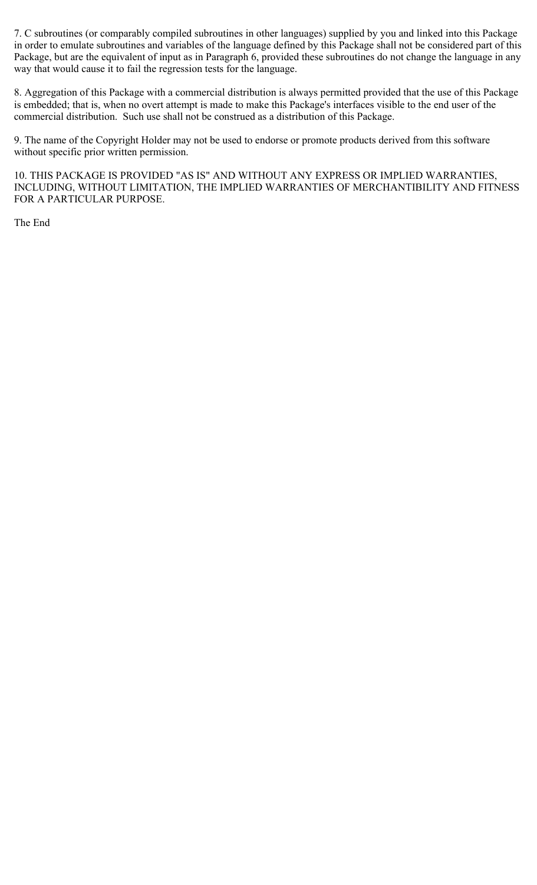7. C subroutines (or comparably compiled subroutines in other languages) supplied by you and linked into this Package in order to emulate subroutines and variables of the language defined by this Package shall not be considered part of this Package, but are the equivalent of input as in Paragraph 6, provided these subroutines do not change the language in any way that would cause it to fail the regression tests for the language.

8. Aggregation of this Package with a commercial distribution is always permitted provided that the use of this Package is embedded; that is, when no overt attempt is made to make this Package's interfaces visible to the end user of the commercial distribution. Such use shall not be construed as a distribution of this Package.

9. The name of the Copyright Holder may not be used to endorse or promote products derived from this software without specific prior written permission.

10. THIS PACKAGE IS PROVIDED "AS IS" AND WITHOUT ANY EXPRESS OR IMPLIED WARRANTIES, INCLUDING, WITHOUT LIMITATION, THE IMPLIED WARRANTIES OF MERCHANTIBILITY AND FITNESS FOR A PARTICULAR PURPOSE.

The End